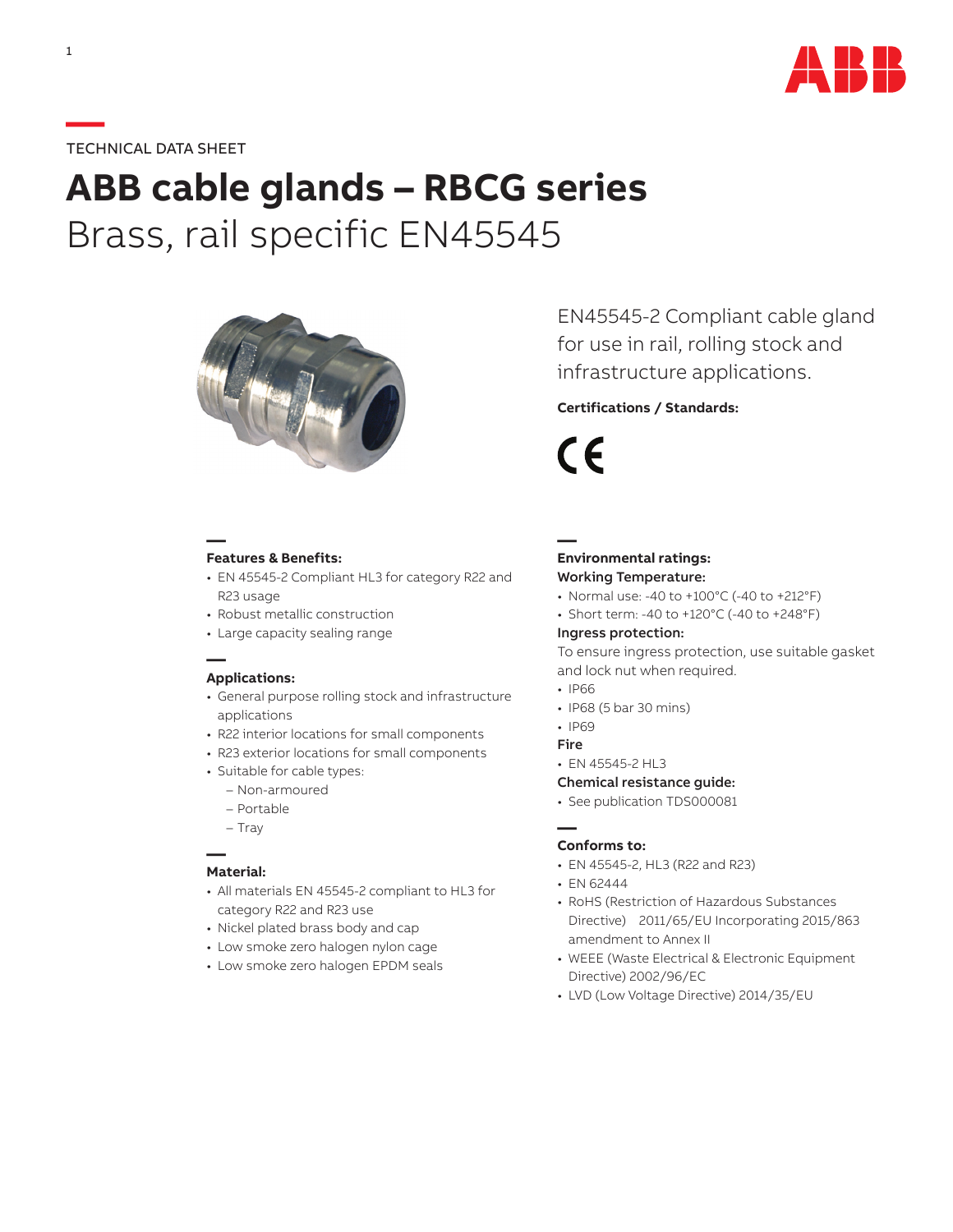TECHNICAL DATA SHEET

# ABB cable glands – RBCG series

## Brass, rail specific EN45545

EN45545-2 Compliant cable gland for use in rail, rolling stock and infrastructure applications.

**Certifications / Standards:**

CE

### Features & Benefits:

- EN 45545-2 Compliant HL3 for category R22 and R23 usage
- Robust metallic construction
- Large capacity sealing range

### Applications:

- General purpose rolling stock and infrastructure applications
- R22 interior locations for small components
- R23 exterior locations for small components
- Suitable for cable types:
  - Non-armoured
  - Portable
  - Tray

### Material:

- All materials EN 45545-2 compliant to HL3 for category R22 and R23 use
- Nickel plated brass body and cap
- Low smoke zero halogen nylon cage
- Low smoke zero halogen EPDM seals

### Environmental ratings:

**Working Temperature:**

- Normal use: -40 to +100°C (-40 to +212°F)
- Short term: -40 to +120°C (-40 to +248°F)

**Ingress protection:**

To ensure ingress protection, use suitable gasket and lock nut when required.

- IP66
- IP68 (5 bar 30 mins)
- IP69

**Fire**

- EN 45545-2 HL3

**Chemical resistance guide:**

- See publication TDS000081

### Conforms to:

- EN 45545-2, HL3 (R22 and R23)
- EN 62444
- RoHS (Restriction of Hazardous Substances Directive) 2011/65/EU Incorporating 2015/863 amendment to Annex II
- WEEE (Waste Electrical & Electronic Equipment Directive) 2002/96/EC
- LVD (Low Voltage Directive) 2014/35/EU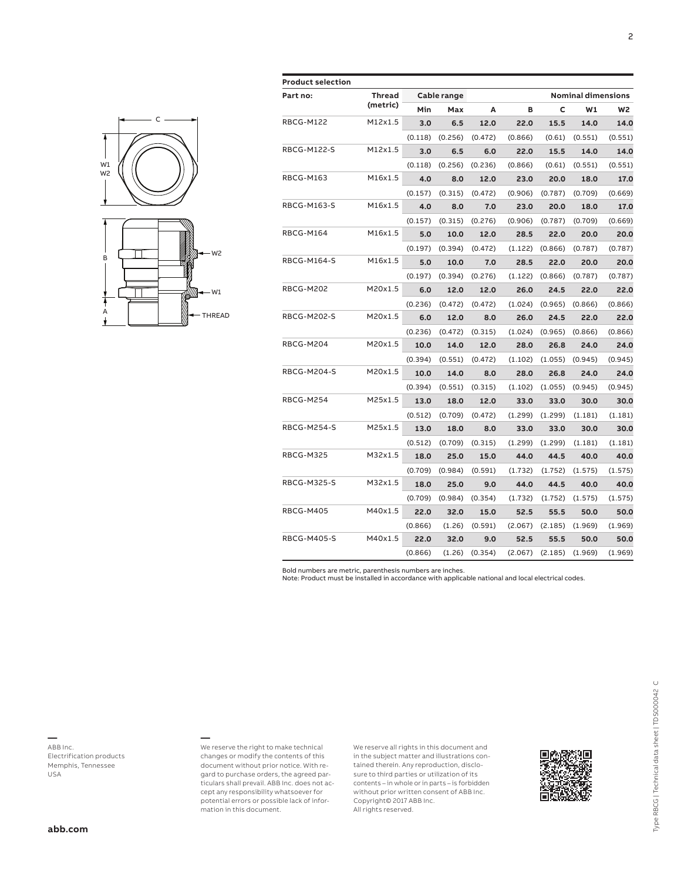**Product selection**

| Part no: | Thread (metric) | Cable range |  | Nominal dimensions |  |  |  |  |
|---|---|---|---|---|---|---|---|---|
|  |  | Min | Max | A | B | C | W1 | W2 |
| RBCG-M122 | M12x1.5 | **3.0** | **6.5** | **12.0** | **22.0** | **15.5** | **14.0** | **14.0** |
|  |  | (0.118) | (0.256) | (0.472) | (0.866) | (0.61) | (0.551) | (0.551) |
| RBCG-M122-S | M12x1.5 | **3.0** | **6.5** | **6.0** | **22.0** | **15.5** | **14.0** | **14.0** |
|  |  | (0.118) | (0.256) | (0.236) | (0.866) | (0.61) | (0.551) | (0.551) |
| RBCG-M163 | M16x1.5 | **4.0** | **8.0** | **12.0** | **23.0** | **20.0** | **18.0** | **17.0** |
|  |  | (0.157) | (0.315) | (0.472) | (0.906) | (0.787) | (0.709) | (0.669) |
| RBCG-M163-S | M16x1.5 | **4.0** | **8.0** | **7.0** | **23.0** | **20.0** | **18.0** | **17.0** |
|  |  | (0.157) | (0.315) | (0.276) | (0.906) | (0.787) | (0.709) | (0.669) |
| RBCG-M164 | M16x1.5 | **5.0** | **10.0** | **12.0** | **28.5** | **22.0** | **20.0** | **20.0** |
|  |  | (0.197) | (0.394) | (0.472) | (1.122) | (0.866) | (0.787) | (0.787) |
| RBCG-M164-S | M16x1.5 | **5.0** | **10.0** | **7.0** | **28.5** | **22.0** | **20.0** | **20.0** |
|  |  | (0.197) | (0.394) | (0.276) | (1.122) | (0.866) | (0.787) | (0.787) |
| RBCG-M202 | M20x1.5 | **6.0** | **12.0** | **12.0** | **26.0** | **24.5** | **22.0** | **22.0** |
|  |  | (0.236) | (0.472) | (0.472) | (1.024) | (0.965) | (0.866) | (0.866) |
| RBCG-M202-S | M20x1.5 | **6.0** | **12.0** | **8.0** | **26.0** | **24.5** | **22.0** | **22.0** |
|  |  | (0.236) | (0.472) | (0.315) | (1.024) | (0.965) | (0.866) | (0.866) |
| RBCG-M204 | M20x1.5 | **10.0** | **14.0** | **12.0** | **28.0** | **26.8** | **24.0** | **24.0** |
|  |  | (0.394) | (0.551) | (0.472) | (1.102) | (1.055) | (0.945) | (0.945) |
| RBCG-M204-S | M20x1.5 | **10.0** | **14.0** | **8.0** | **28.0** | **26.8** | **24.0** | **24.0** |
|  |  | (0.394) | (0.551) | (0.315) | (1.102) | (1.055) | (0.945) | (0.945) |
| RBCG-M254 | M25x1.5 | **13.0** | **18.0** | **12.0** | **33.0** | **33.0** | **30.0** | **30.0** |
|  |  | (0.512) | (0.709) | (0.472) | (1.299) | (1.299) | (1.181) | (1.181) |
| RBCG-M254-S | M25x1.5 | **13.0** | **18.0** | **8.0** | **33.0** | **33.0** | **30.0** | **30.0** |
|  |  | (0.512) | (0.709) | (0.315) | (1.299) | (1.299) | (1.181) | (1.181) |
| RBCG-M325 | M32x1.5 | **18.0** | **25.0** | **15.0** | **44.0** | **44.5** | **40.0** | **40.0** |
|  |  | (0.709) | (0.984) | (0.591) | (1.732) | (1.752) | (1.575) | (1.575) |
| RBCG-M325-S | M32x1.5 | **18.0** | **25.0** | **9.0** | **44.0** | **44.5** | **40.0** | **40.0** |
|  |  | (0.709) | (0.984) | (0.354) | (1.732) | (1.752) | (1.575) | (1.575) |
| RBCG-M405 | M40x1.5 | **22.0** | **32.0** | **15.0** | **52.5** | **55.5** | **50.0** | **50.0** |
|  |  | (0.866) | (1.26) | (0.591) | (2.067) | (2.185) | (1.969) | (1.969) |
| RBCG-M405-S | M40x1.5 | **22.0** | **32.0** | **9.0** | **52.5** | **55.5** | **50.0** | **50.0** |
|  |  | (0.866) | (1.26) | (0.354) | (2.067) | (2.185) | (1.969) | (1.969) |

Bold numbers are metric, parenthesis numbers are inches.
Note: Product must be installed in accordance with applicable national and local electrical codes.

C
W1
W2
B
A
W2
W1
THREAD

—
ABB Inc.
Electrification products
Memphis, Tennessee
USA

**abb.com**

—
We reserve the right to make technical changes or modify the contents of this document without prior notice. With regard to purchase orders, the agreed particulars shall prevail. ABB Inc. does not accept any responsibility whatsoever for potential errors or possible lack of information in this document.

We reserve all rights in this document and in the subject matter and illustrations contained therein. Any reproduction, disclosure to third parties or utilization of its contents – in whole or in parts – is forbidden without prior written consent of ABB Inc.
Copyright© 2017 ABB Inc.
All rights reserved.

Type RBCG | Technical data sheet | TDS000042 C